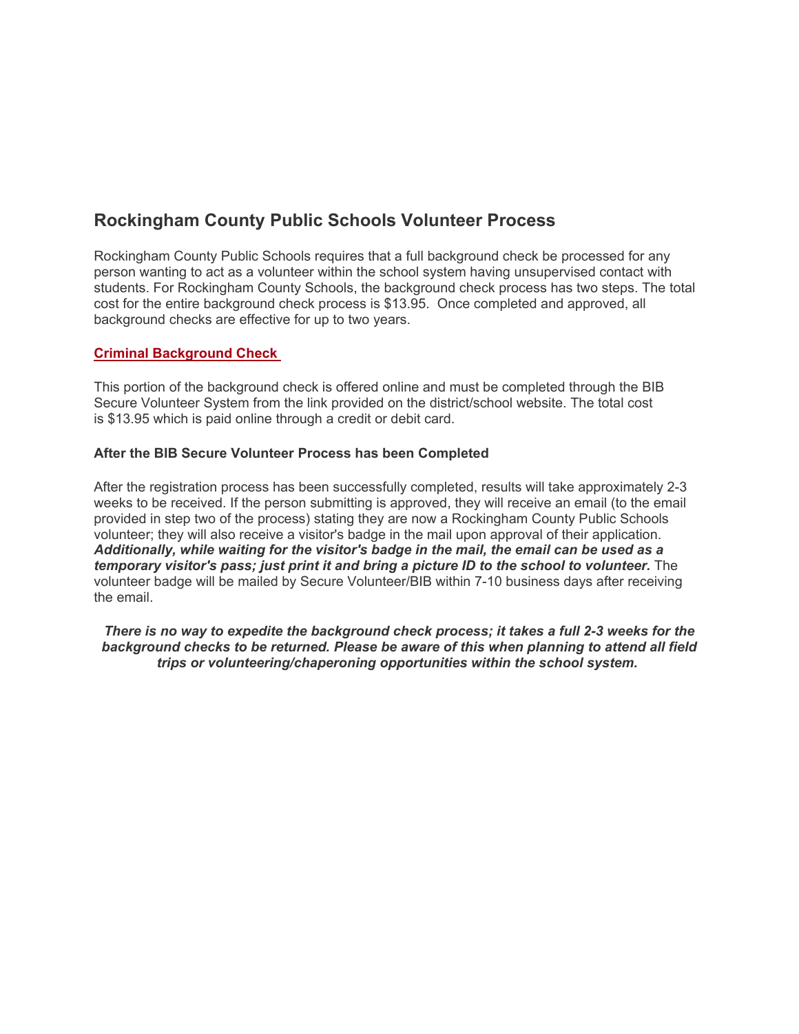## Rockingham County Public Schools Volunteer Process

Rockingham County Public Schools requires that a full background check be processed for any person wanting to act as a volunteer within the school system having unsupervised contact with students. For Rockingham County Schools, the background check process has two steps. The total cost for the entire background check process is $13.95. Once completed and approved, all background checks are effective for up to two years.

**Criminal Background Check**

This portion of the background check is offered online and must be completed through the BIB Secure Volunteer System from the link provided on the district/school website. The total cost is $13.95 which is paid online through a credit or debit card.

**After the BIB Secure Volunteer Process has been Completed**

After the registration process has been successfully completed, results will take approximately 2-3 weeks to be received. If the person submitting is approved, they will receive an email (to the email provided in step two of the process) stating they are now a Rockingham County Public Schools volunteer; they will also receive a visitor's badge in the mail upon approval of their application. ***Additionally, while waiting for the visitor's badge in the mail, the email can be used as a temporary visitor's pass; just print it and bring a picture ID to the school to volunteer.*** The volunteer badge will be mailed by Secure Volunteer/BIB within 7-10 business days after receiving the email.

***There is no way to expedite the background check process; it takes a full 2-3 weeks for the background checks to be returned. Please be aware of this when planning to attend all field trips or volunteering/chaperoning opportunities within the school system.***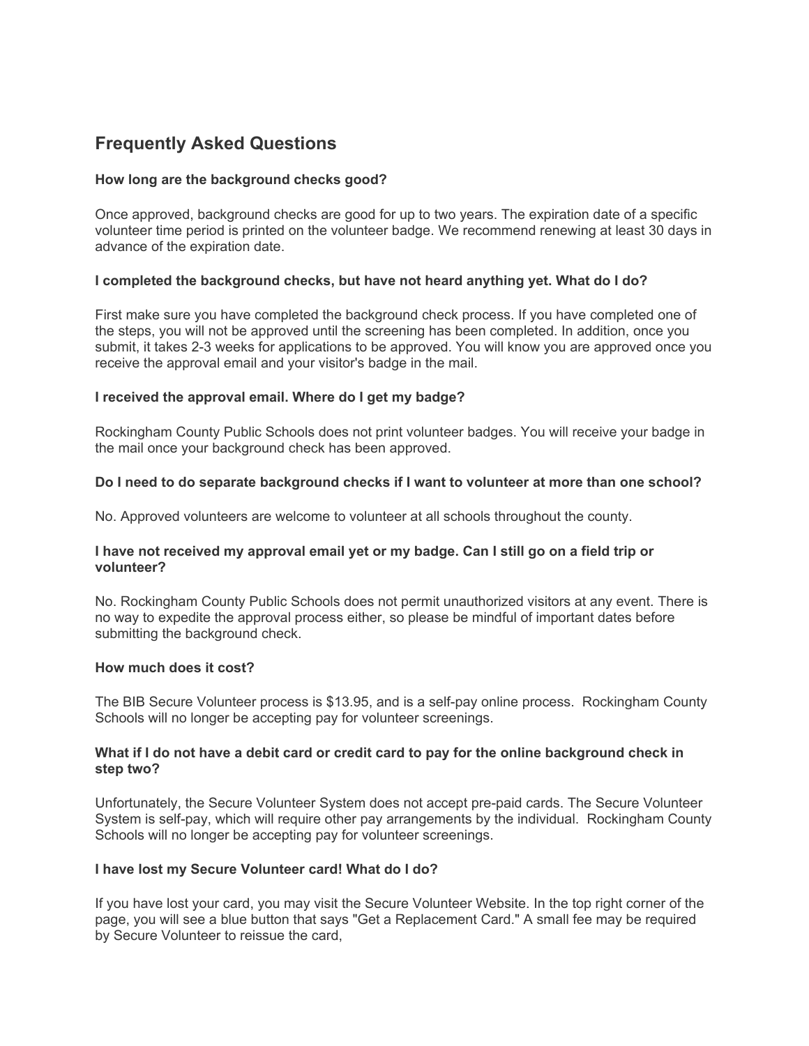## Frequently Asked Questions

**How long are the background checks good?**

Once approved, background checks are good for up to two years. The expiration date of a specific volunteer time period is printed on the volunteer badge. We recommend renewing at least 30 days in advance of the expiration date.

**I completed the background checks, but have not heard anything yet. What do I do?**

First make sure you have completed the background check process. If you have completed one of the steps, you will not be approved until the screening has been completed. In addition, once you submit, it takes 2-3 weeks for applications to be approved. You will know you are approved once you receive the approval email and your visitor's badge in the mail.

**I received the approval email. Where do I get my badge?**

Rockingham County Public Schools does not print volunteer badges. You will receive your badge in the mail once your background check has been approved.

**Do I need to do separate background checks if I want to volunteer at more than one school?**

No. Approved volunteers are welcome to volunteer at all schools throughout the county.

**I have not received my approval email yet or my badge. Can I still go on a field trip or volunteer?**

No. Rockingham County Public Schools does not permit unauthorized visitors at any event. There is no way to expedite the approval process either, so please be mindful of important dates before submitting the background check.

**How much does it cost?**

The BIB Secure Volunteer process is $13.95, and is a self-pay online process. Rockingham County Schools will no longer be accepting pay for volunteer screenings.

**What if I do not have a debit card or credit card to pay for the online background check in step two?**

Unfortunately, the Secure Volunteer System does not accept pre-paid cards. The Secure Volunteer System is self-pay, which will require other pay arrangements by the individual. Rockingham County Schools will no longer be accepting pay for volunteer screenings.

**I have lost my Secure Volunteer card! What do I do?**

If you have lost your card, you may visit the Secure Volunteer Website. In the top right corner of the page, you will see a blue button that says "Get a Replacement Card." A small fee may be required by Secure Volunteer to reissue the card,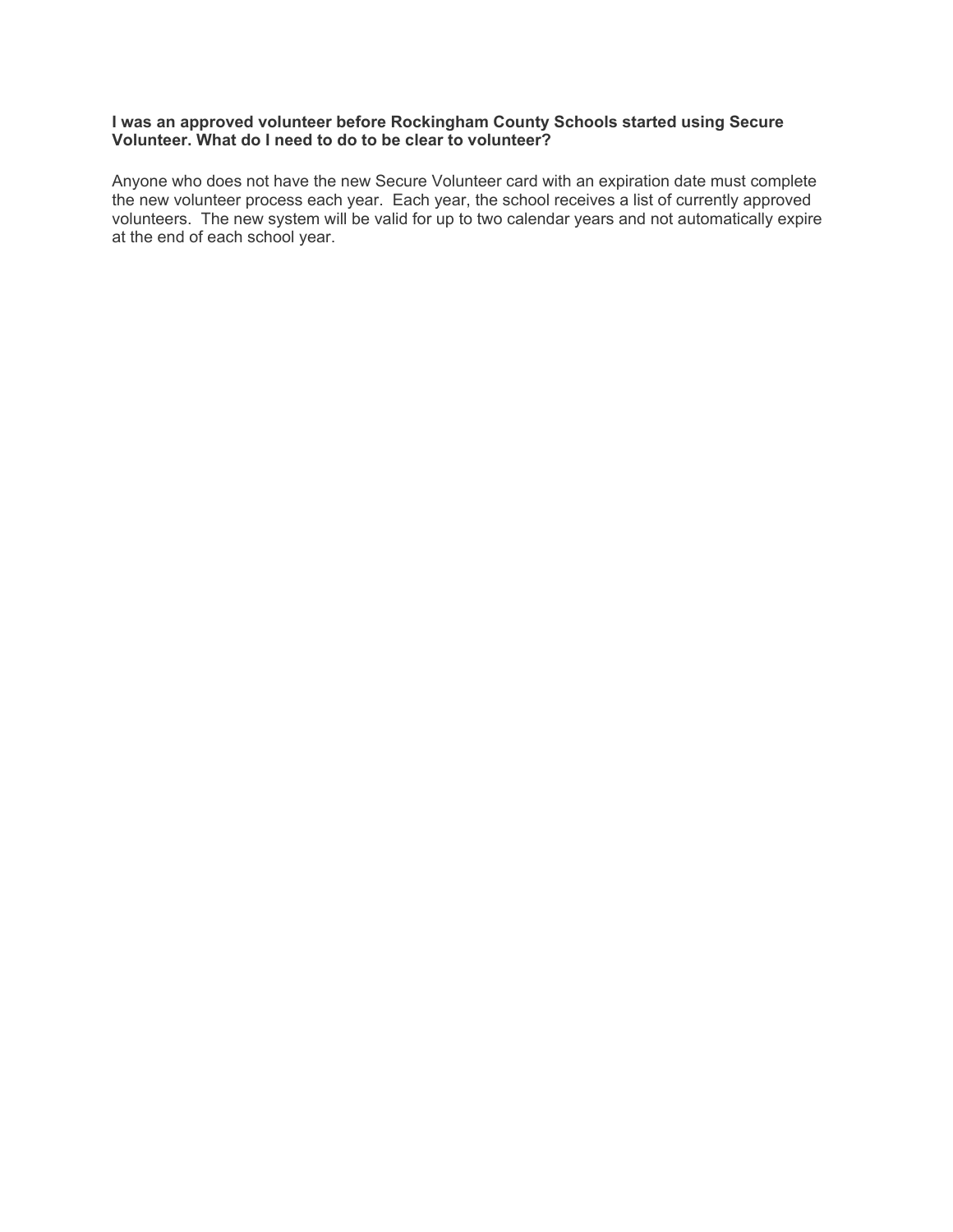**I was an approved volunteer before Rockingham County Schools started using Secure Volunteer. What do I need to do to be clear to volunteer?**

Anyone who does not have the new Secure Volunteer card with an expiration date must complete the new volunteer process each year. Each year, the school receives a list of currently approved volunteers. The new system will be valid for up to two calendar years and not automatically expire at the end of each school year.